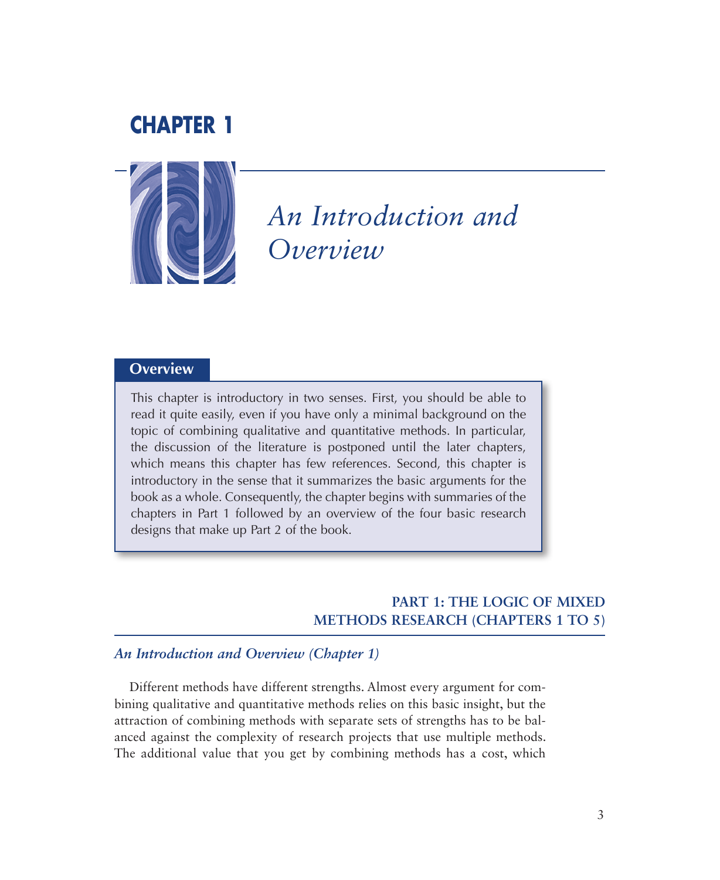# CHAPTER 1

# *An Introduction and Overview*

**Overview**

This chapter is introductory in two senses. First, you should be able to read it quite easily, even if you have only a minimal background on the topic of combining qualitative and quantitative methods. In particular, the discussion of the literature is postponed until the later chapters, which means this chapter has few references. Second, this chapter is introductory in the sense that it summarizes the basic arguments for the book as a whole. Consequently, the chapter begins with summaries of the chapters in Part 1 followed by an overview of the four basic research designs that make up Part 2 of the book.

## PART 1: THE LOGIC OF MIXED METHODS RESEARCH (CHAPTERS 1 TO 5)

### *An Introduction and Overview (Chapter 1)*

Different methods have different strengths. Almost every argument for combining qualitative and quantitative methods relies on this basic insight, but the attraction of combining methods with separate sets of strengths has to be balanced against the complexity of research projects that use multiple methods. The additional value that you get by combining methods has a cost, which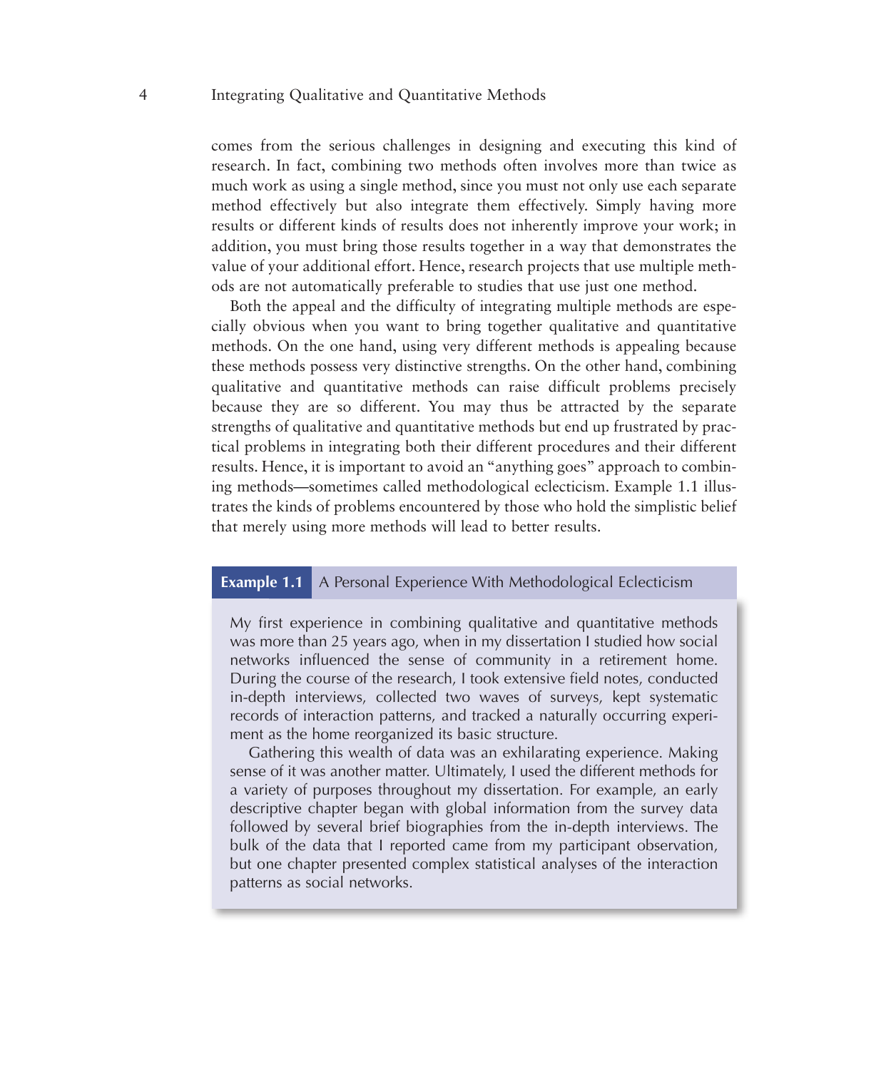comes from the serious challenges in designing and executing this kind of research. In fact, combining two methods often involves more than twice as much work as using a single method, since you must not only use each separate method effectively but also integrate them effectively. Simply having more results or different kinds of results does not inherently improve your work; in addition, you must bring those results together in a way that demonstrates the value of your additional effort. Hence, research projects that use multiple methods are not automatically preferable to studies that use just one method.

Both the appeal and the difficulty of integrating multiple methods are especially obvious when you want to bring together qualitative and quantitative methods. On the one hand, using very different methods is appealing because these methods possess very distinctive strengths. On the other hand, combining qualitative and quantitative methods can raise difficult problems precisely because they are so different. You may thus be attracted by the separate strengths of qualitative and quantitative methods but end up frustrated by practical problems in integrating both their different procedures and their different results. Hence, it is important to avoid an "anything goes" approach to combining methods—sometimes called methodological eclecticism. Example 1.1 illustrates the kinds of problems encountered by those who hold the simplistic belief that merely using more methods will lead to better results.

**Example 1.1** A Personal Experience With Methodological Eclecticism

My first experience in combining qualitative and quantitative methods was more than 25 years ago, when in my dissertation I studied how social networks influenced the sense of community in a retirement home. During the course of the research, I took extensive field notes, conducted in-depth interviews, collected two waves of surveys, kept systematic records of interaction patterns, and tracked a naturally occurring experiment as the home reorganized its basic structure.

Gathering this wealth of data was an exhilarating experience. Making sense of it was another matter. Ultimately, I used the different methods for a variety of purposes throughout my dissertation. For example, an early descriptive chapter began with global information from the survey data followed by several brief biographies from the in-depth interviews. The bulk of the data that I reported came from my participant observation, but one chapter presented complex statistical analyses of the interaction patterns as social networks.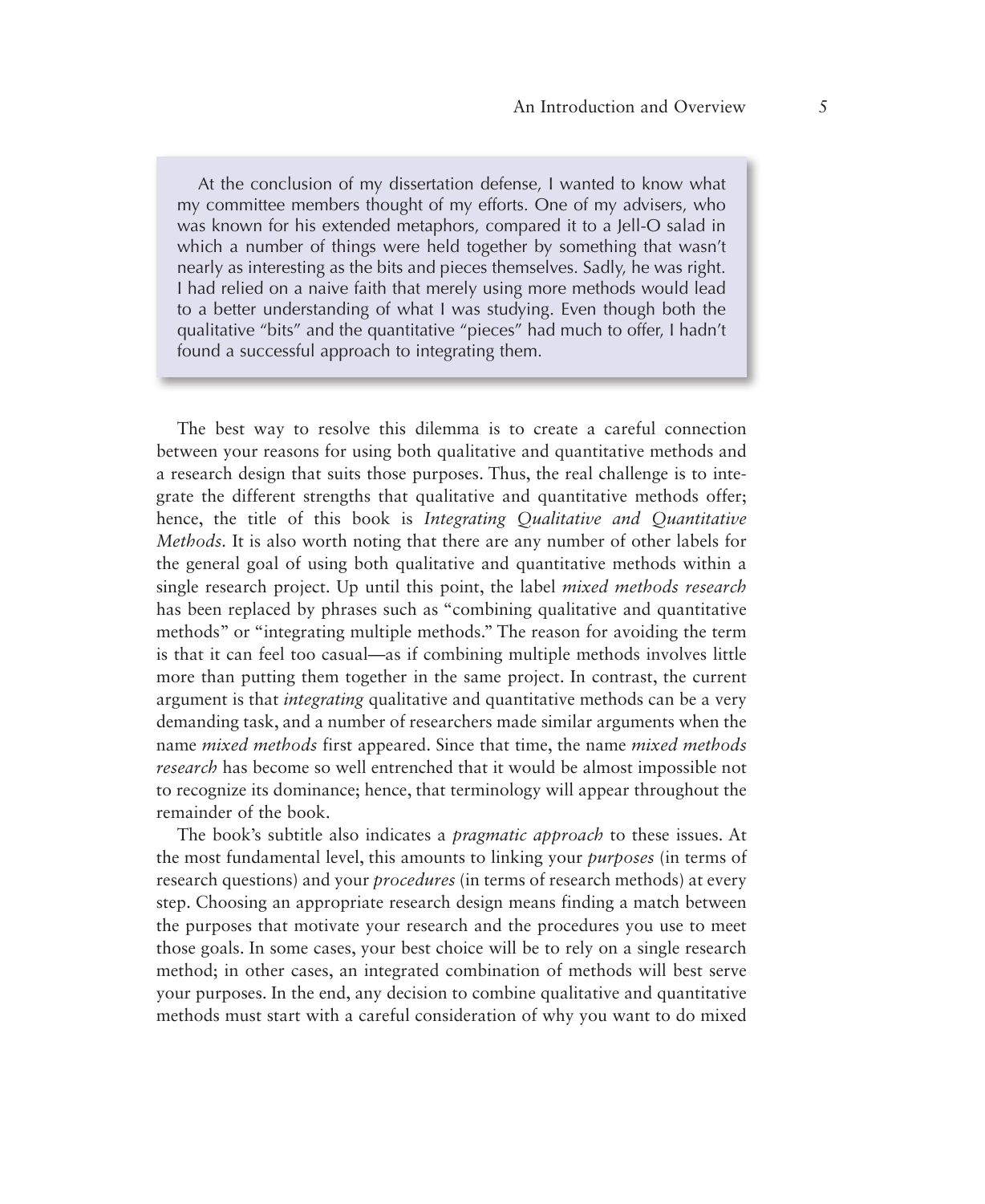> At the conclusion of my dissertation defense, I wanted to know what my committee members thought of my efforts. One of my advisers, who was known for his extended metaphors, compared it to a Jell-O salad in which a number of things were held together by something that wasn't nearly as interesting as the bits and pieces themselves. Sadly, he was right. I had relied on a naive faith that merely using more methods would lead to a better understanding of what I was studying. Even though both the qualitative "bits" and the quantitative "pieces" had much to offer, I hadn't found a successful approach to integrating them.

The best way to resolve this dilemma is to create a careful connection between your reasons for using both qualitative and quantitative methods and a research design that suits those purposes. Thus, the real challenge is to integrate the different strengths that qualitative and quantitative methods offer; hence, the title of this book is *Integrating Qualitative and Quantitative Methods.* It is also worth noting that there are any number of other labels for the general goal of using both qualitative and quantitative methods within a single research project. Up until this point, the label *mixed methods research* has been replaced by phrases such as "combining qualitative and quantitative methods" or "integrating multiple methods." The reason for avoiding the term is that it can feel too casual—as if combining multiple methods involves little more than putting them together in the same project. In contrast, the current argument is that *integrating* qualitative and quantitative methods can be a very demanding task, and a number of researchers made similar arguments when the name *mixed methods* first appeared. Since that time, the name *mixed methods research* has become so well entrenched that it would be almost impossible not to recognize its dominance; hence, that terminology will appear throughout the remainder of the book.

The book's subtitle also indicates a *pragmatic approach* to these issues. At the most fundamental level, this amounts to linking your *purposes* (in terms of research questions) and your *procedures* (in terms of research methods) at every step. Choosing an appropriate research design means finding a match between the purposes that motivate your research and the procedures you use to meet those goals. In some cases, your best choice will be to rely on a single research method; in other cases, an integrated combination of methods will best serve your purposes. In the end, any decision to combine qualitative and quantitative methods must start with a careful consideration of why you want to do mixed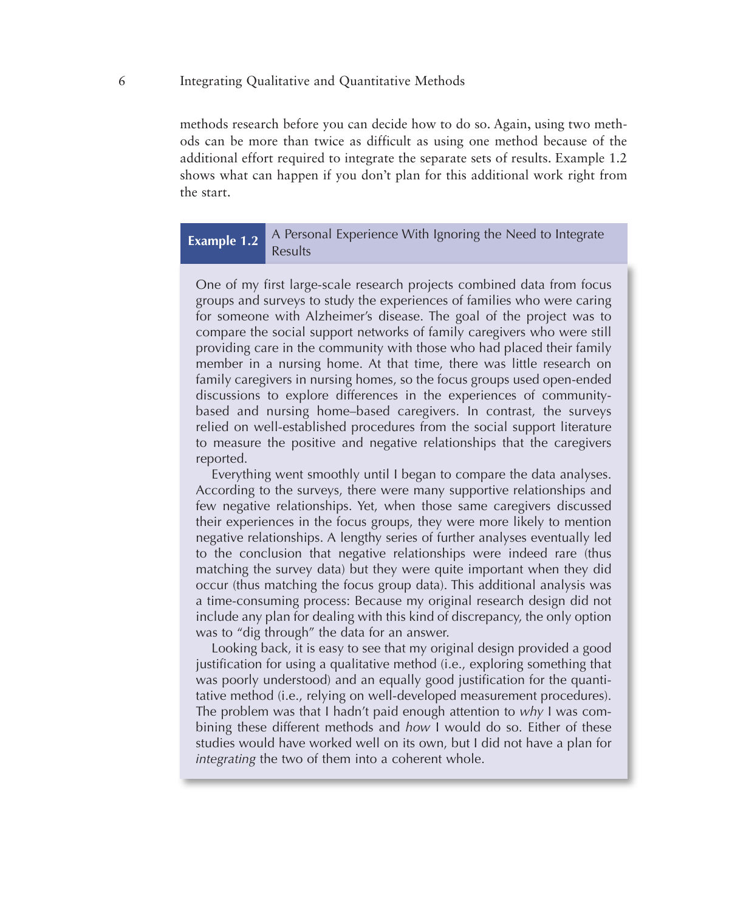methods research before you can decide how to do so. Again, using two methods can be more than twice as difficult as using one method because of the additional effort required to integrate the separate sets of results. Example 1.2 shows what can happen if you don't plan for this additional work right from the start.

**Example 1.2** A Personal Experience With Ignoring the Need to Integrate Results

One of my first large-scale research projects combined data from focus groups and surveys to study the experiences of families who were caring for someone with Alzheimer's disease. The goal of the project was to compare the social support networks of family caregivers who were still providing care in the community with those who had placed their family member in a nursing home. At that time, there was little research on family caregivers in nursing homes, so the focus groups used open-ended discussions to explore differences in the experiences of community-based and nursing home–based caregivers. In contrast, the surveys relied on well-established procedures from the social support literature to measure the positive and negative relationships that the caregivers reported.

Everything went smoothly until I began to compare the data analyses. According to the surveys, there were many supportive relationships and few negative relationships. Yet, when those same caregivers discussed their experiences in the focus groups, they were more likely to mention negative relationships. A lengthy series of further analyses eventually led to the conclusion that negative relationships were indeed rare (thus matching the survey data) but they were quite important when they did occur (thus matching the focus group data). This additional analysis was a time-consuming process: Because my original research design did not include any plan for dealing with this kind of discrepancy, the only option was to "dig through" the data for an answer.

Looking back, it is easy to see that my original design provided a good justification for using a qualitative method (i.e., exploring something that was poorly understood) and an equally good justification for the quantitative method (i.e., relying on well-developed measurement procedures). The problem was that I hadn't paid enough attention to *why* I was combining these different methods and *how* I would do so. Either of these studies would have worked well on its own, but I did not have a plan for *integrating* the two of them into a coherent whole.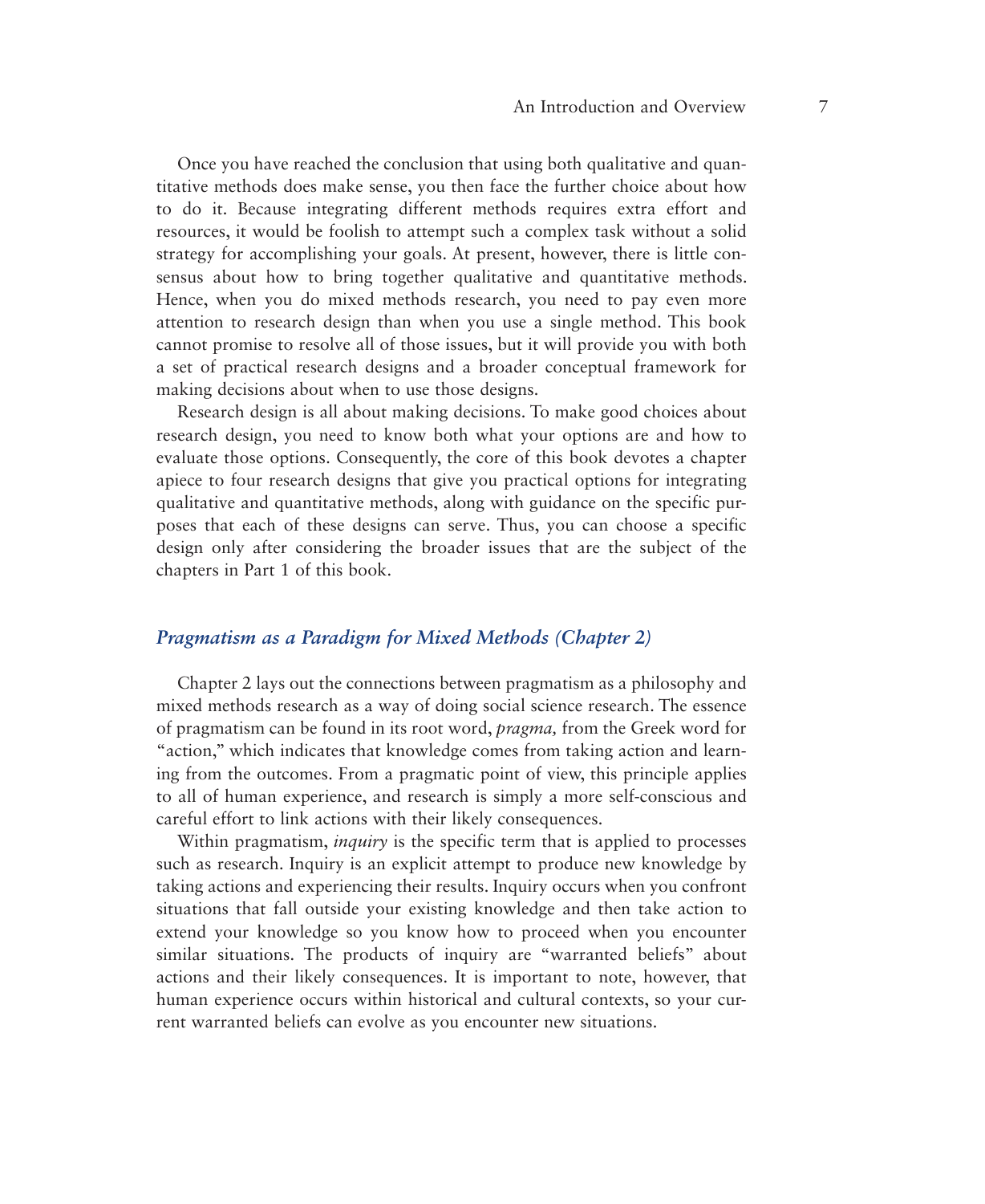Once you have reached the conclusion that using both qualitative and quantitative methods does make sense, you then face the further choice about how to do it. Because integrating different methods requires extra effort and resources, it would be foolish to attempt such a complex task without a solid strategy for accomplishing your goals. At present, however, there is little consensus about how to bring together qualitative and quantitative methods. Hence, when you do mixed methods research, you need to pay even more attention to research design than when you use a single method. This book cannot promise to resolve all of those issues, but it will provide you with both a set of practical research designs and a broader conceptual framework for making decisions about when to use those designs.

Research design is all about making decisions. To make good choices about research design, you need to know both what your options are and how to evaluate those options. Consequently, the core of this book devotes a chapter apiece to four research designs that give you practical options for integrating qualitative and quantitative methods, along with guidance on the specific purposes that each of these designs can serve. Thus, you can choose a specific design only after considering the broader issues that are the subject of the chapters in Part 1 of this book.

## *Pragmatism as a Paradigm for Mixed Methods (Chapter 2)*

Chapter 2 lays out the connections between pragmatism as a philosophy and mixed methods research as a way of doing social science research. The essence of pragmatism can be found in its root word, *pragma,* from the Greek word for "action," which indicates that knowledge comes from taking action and learning from the outcomes. From a pragmatic point of view, this principle applies to all of human experience, and research is simply a more self-conscious and careful effort to link actions with their likely consequences.

Within pragmatism, *inquiry* is the specific term that is applied to processes such as research. Inquiry is an explicit attempt to produce new knowledge by taking actions and experiencing their results. Inquiry occurs when you confront situations that fall outside your existing knowledge and then take action to extend your knowledge so you know how to proceed when you encounter similar situations. The products of inquiry are "warranted beliefs" about actions and their likely consequences. It is important to note, however, that human experience occurs within historical and cultural contexts, so your current warranted beliefs can evolve as you encounter new situations.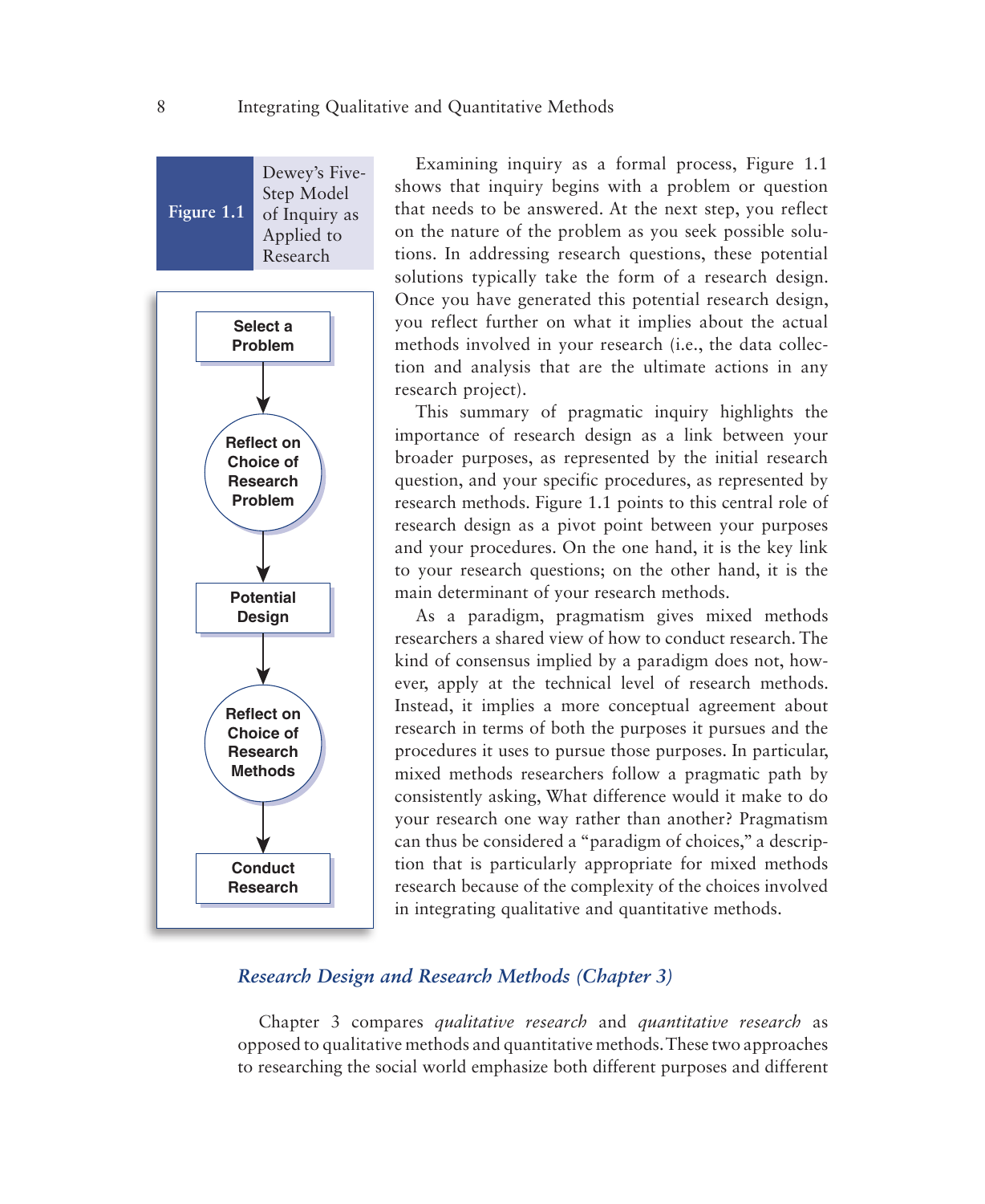**Figure 1.1** Dewey's Five-Step Model of Inquiry as Applied to Research

Select a Problem → Reflect on Choice of Research Problem → Potential Design → Reflect on Choice of Research Methods → Conduct Research

Examining inquiry as a formal process, Figure 1.1 shows that inquiry begins with a problem or question that needs to be answered. At the next step, you reflect on the nature of the problem as you seek possible solutions. In addressing research questions, these potential solutions typically take the form of a research design. Once you have generated this potential research design, you reflect further on what it implies about the actual methods involved in your research (i.e., the data collection and analysis that are the ultimate actions in any research project).

This summary of pragmatic inquiry highlights the importance of research design as a link between your broader purposes, as represented by the initial research question, and your specific procedures, as represented by research methods. Figure 1.1 points to this central role of research design as a pivot point between your purposes and your procedures. On the one hand, it is the key link to your research questions; on the other hand, it is the main determinant of your research methods.

As a paradigm, pragmatism gives mixed methods researchers a shared view of how to conduct research. The kind of consensus implied by a paradigm does not, however, apply at the technical level of research methods. Instead, it implies a more conceptual agreement about research in terms of both the purposes it pursues and the procedures it uses to pursue those purposes. In particular, mixed methods researchers follow a pragmatic path by consistently asking, What difference would it make to do your research one way rather than another? Pragmatism can thus be considered a "paradigm of choices," a description that is particularly appropriate for mixed methods research because of the complexity of the choices involved in integrating qualitative and quantitative methods.

### *Research Design and Research Methods (Chapter 3)*

Chapter 3 compares *qualitative research* and *quantitative research* as opposed to qualitative methods and quantitative methods. These two approaches to researching the social world emphasize both different purposes and different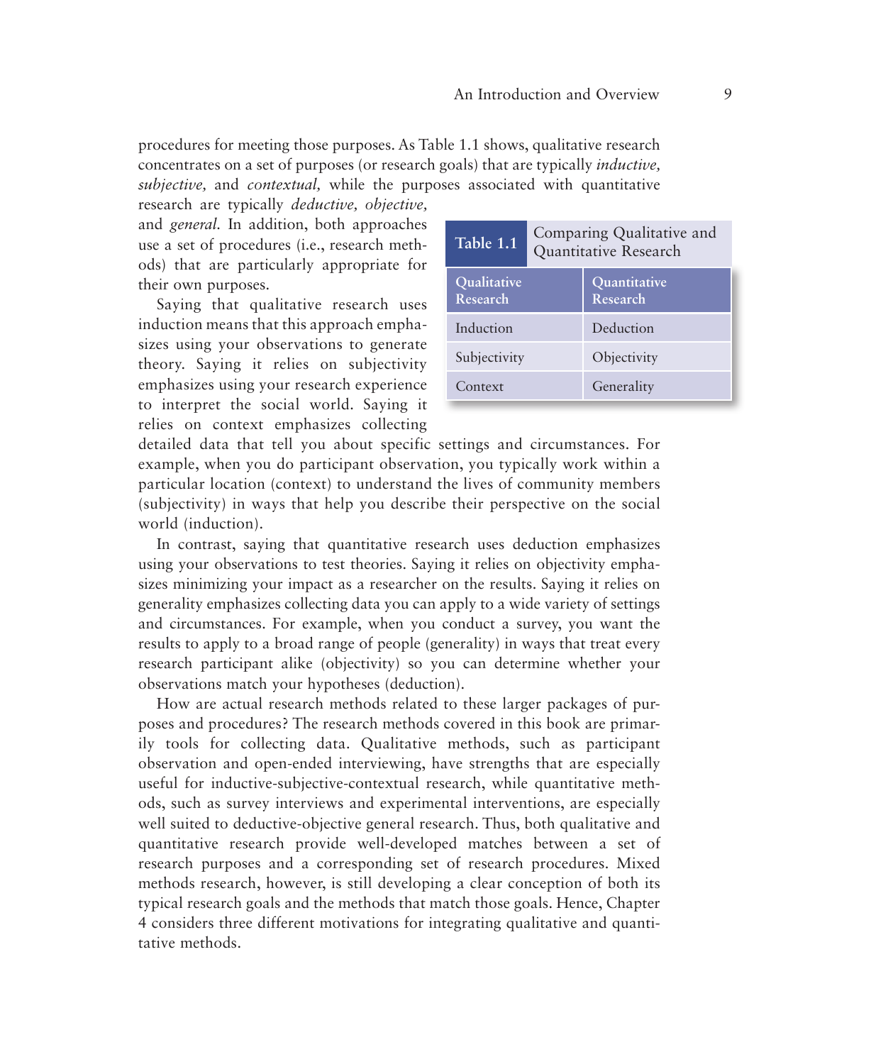procedures for meeting those purposes. As Table 1.1 shows, qualitative research concentrates on a set of purposes (or research goals) that are typically *inductive, subjective,* and *contextual,* while the purposes associated with quantitative research are typically *deductive, objective,* and *general.* In addition, both approaches use a set of procedures (i.e., research methods) that are particularly appropriate for their own purposes.

**Table 1.1** Comparing Qualitative and Quantitative Research

| Qualitative Research | Quantitative Research |
|---|---|
| Induction | Deduction |
| Subjectivity | Objectivity |
| Context | Generality |

Saying that qualitative research uses induction means that this approach emphasizes using your observations to generate theory. Saying it relies on subjectivity emphasizes using your research experience to interpret the social world. Saying it relies on context emphasizes collecting detailed data that tell you about specific settings and circumstances. For example, when you do participant observation, you typically work within a particular location (context) to understand the lives of community members (subjectivity) in ways that help you describe their perspective on the social world (induction).

In contrast, saying that quantitative research uses deduction emphasizes using your observations to test theories. Saying it relies on objectivity emphasizes minimizing your impact as a researcher on the results. Saying it relies on generality emphasizes collecting data you can apply to a wide variety of settings and circumstances. For example, when you conduct a survey, you want the results to apply to a broad range of people (generality) in ways that treat every research participant alike (objectivity) so you can determine whether your observations match your hypotheses (deduction).

How are actual research methods related to these larger packages of purposes and procedures? The research methods covered in this book are primarily tools for collecting data. Qualitative methods, such as participant observation and open-ended interviewing, have strengths that are especially useful for inductive-subjective-contextual research, while quantitative methods, such as survey interviews and experimental interventions, are especially well suited to deductive-objective general research. Thus, both qualitative and quantitative research provide well-developed matches between a set of research purposes and a corresponding set of research procedures. Mixed methods research, however, is still developing a clear conception of both its typical research goals and the methods that match those goals. Hence, Chapter 4 considers three different motivations for integrating qualitative and quantitative methods.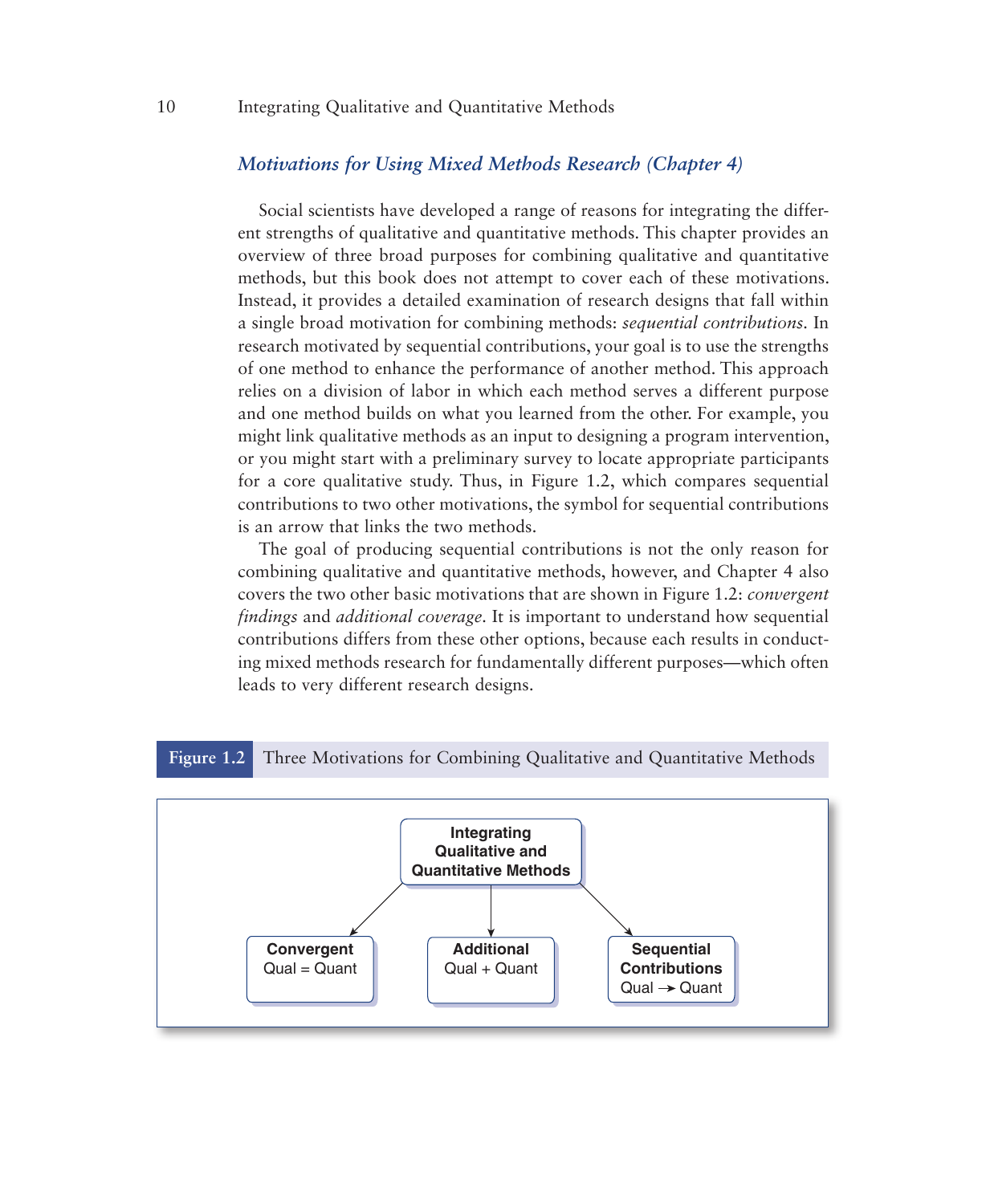### *Motivations for Using Mixed Methods Research (Chapter 4)*

Social scientists have developed a range of reasons for integrating the different strengths of qualitative and quantitative methods. This chapter provides an overview of three broad purposes for combining qualitative and quantitative methods, but this book does not attempt to cover each of these motivations. Instead, it provides a detailed examination of research designs that fall within a single broad motivation for combining methods: *sequential contributions*. In research motivated by sequential contributions, your goal is to use the strengths of one method to enhance the performance of another method. This approach relies on a division of labor in which each method serves a different purpose and one method builds on what you learned from the other. For example, you might link qualitative methods as an input to designing a program intervention, or you might start with a preliminary survey to locate appropriate participants for a core qualitative study. Thus, in Figure 1.2, which compares sequential contributions to two other motivations, the symbol for sequential contributions is an arrow that links the two methods.

The goal of producing sequential contributions is not the only reason for combining qualitative and quantitative methods, however, and Chapter 4 also covers the two other basic motivations that are shown in Figure 1.2: *convergent findings* and *additional coverage*. It is important to understand how sequential contributions differs from these other options, because each results in conducting mixed methods research for fundamentally different purposes—which often leads to very different research designs.

**Figure 1.2** Three Motivations for Combining Qualitative and Quantitative Methods

**Integrating Qualitative and Quantitative Methods**

- **Convergent** Qual = Quant
- **Additional** Qual + Quant
- **Sequential Contributions** Qual → Quant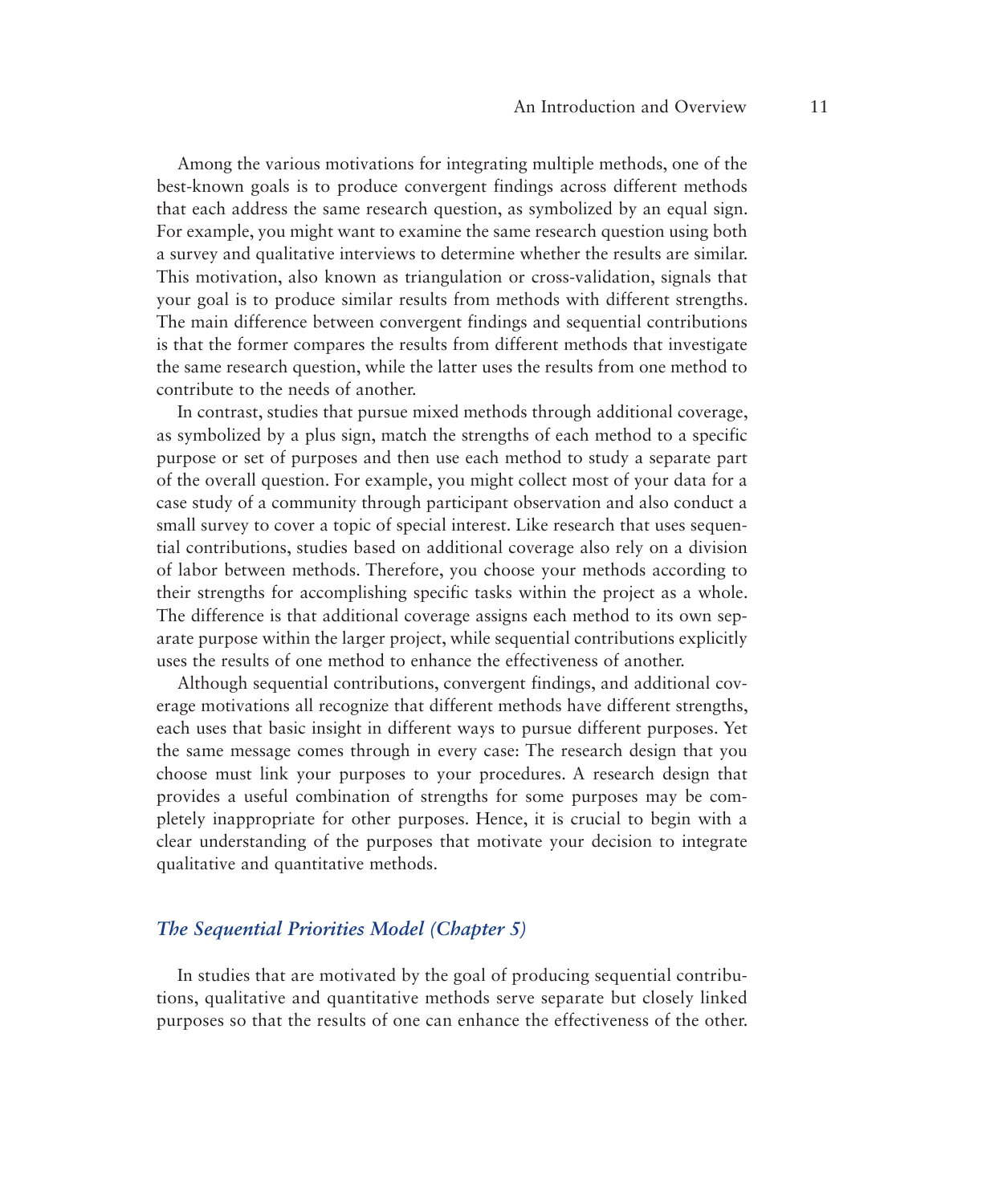Among the various motivations for integrating multiple methods, one of the best-known goals is to produce convergent findings across different methods that each address the same research question, as symbolized by an equal sign. For example, you might want to examine the same research question using both a survey and qualitative interviews to determine whether the results are similar. This motivation, also known as triangulation or cross-validation, signals that your goal is to produce similar results from methods with different strengths. The main difference between convergent findings and sequential contributions is that the former compares the results from different methods that investigate the same research question, while the latter uses the results from one method to contribute to the needs of another.

In contrast, studies that pursue mixed methods through additional coverage, as symbolized by a plus sign, match the strengths of each method to a specific purpose or set of purposes and then use each method to study a separate part of the overall question. For example, you might collect most of your data for a case study of a community through participant observation and also conduct a small survey to cover a topic of special interest. Like research that uses sequential contributions, studies based on additional coverage also rely on a division of labor between methods. Therefore, you choose your methods according to their strengths for accomplishing specific tasks within the project as a whole. The difference is that additional coverage assigns each method to its own separate purpose within the larger project, while sequential contributions explicitly uses the results of one method to enhance the effectiveness of another.

Although sequential contributions, convergent findings, and additional coverage motivations all recognize that different methods have different strengths, each uses that basic insight in different ways to pursue different purposes. Yet the same message comes through in every case: The research design that you choose must link your purposes to your procedures. A research design that provides a useful combination of strengths for some purposes may be completely inappropriate for other purposes. Hence, it is crucial to begin with a clear understanding of the purposes that motivate your decision to integrate qualitative and quantitative methods.

### *The Sequential Priorities Model (Chapter 5)*

In studies that are motivated by the goal of producing sequential contributions, qualitative and quantitative methods serve separate but closely linked purposes so that the results of one can enhance the effectiveness of the other.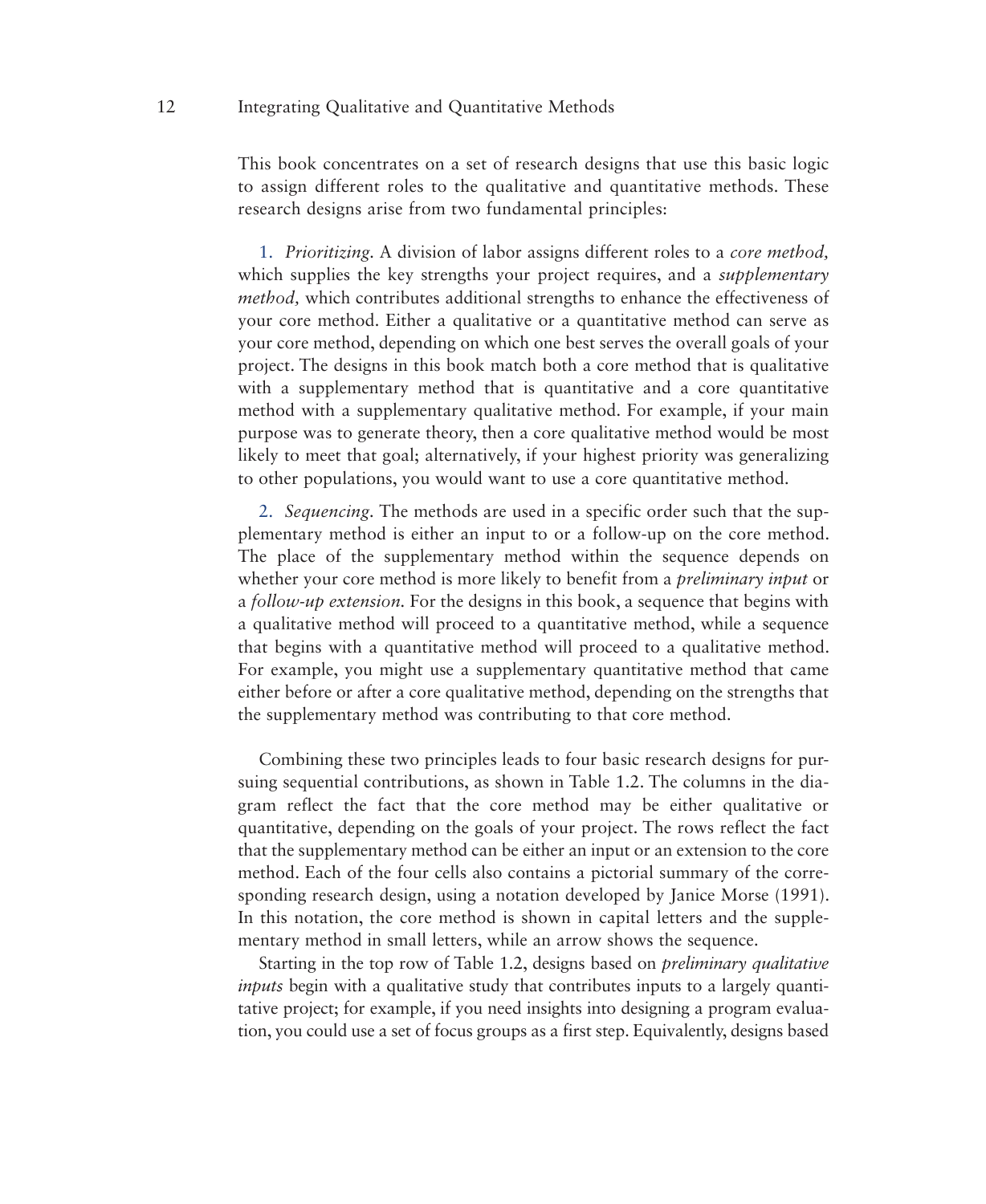This book concentrates on a set of research designs that use this basic logic to assign different roles to the qualitative and quantitative methods. These research designs arise from two fundamental principles:

1. *Prioritizing.* A division of labor assigns different roles to a *core method,* which supplies the key strengths your project requires, and a *supplementary method,* which contributes additional strengths to enhance the effectiveness of your core method. Either a qualitative or a quantitative method can serve as your core method, depending on which one best serves the overall goals of your project. The designs in this book match both a core method that is qualitative with a supplementary method that is quantitative and a core quantitative method with a supplementary qualitative method. For example, if your main purpose was to generate theory, then a core qualitative method would be most likely to meet that goal; alternatively, if your highest priority was generalizing to other populations, you would want to use a core quantitative method.

2. *Sequencing.* The methods are used in a specific order such that the supplementary method is either an input to or a follow-up on the core method. The place of the supplementary method within the sequence depends on whether your core method is more likely to benefit from a *preliminary input* or a *follow-up extension.* For the designs in this book, a sequence that begins with a qualitative method will proceed to a quantitative method, while a sequence that begins with a quantitative method will proceed to a qualitative method. For example, you might use a supplementary quantitative method that came either before or after a core qualitative method, depending on the strengths that the supplementary method was contributing to that core method.

Combining these two principles leads to four basic research designs for pursuing sequential contributions, as shown in Table 1.2. The columns in the diagram reflect the fact that the core method may be either qualitative or quantitative, depending on the goals of your project. The rows reflect the fact that the supplementary method can be either an input or an extension to the core method. Each of the four cells also contains a pictorial summary of the corresponding research design, using a notation developed by Janice Morse (1991). In this notation, the core method is shown in capital letters and the supplementary method in small letters, while an arrow shows the sequence.

Starting in the top row of Table 1.2, designs based on *preliminary qualitative inputs* begin with a qualitative study that contributes inputs to a largely quantitative project; for example, if you need insights into designing a program evaluation, you could use a set of focus groups as a first step. Equivalently, designs based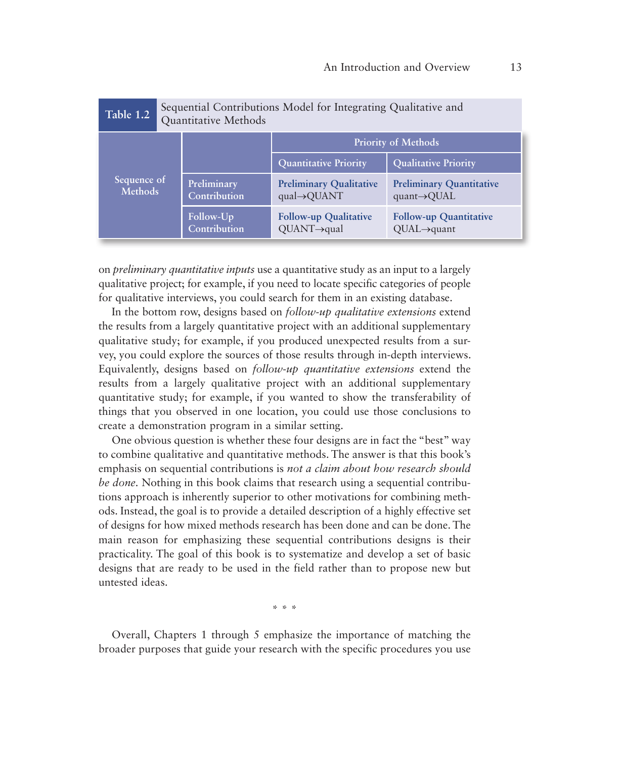**Table 1.2** Sequential Contributions Model for Integrating Qualitative and Quantitative Methods

| | | Priority of Methods | |
|---|---|---|---|
| | | Quantitative Priority | Qualitative Priority |
| Sequence of Methods | Preliminary Contribution | Preliminary Qualitative qual→QUANT | Preliminary Quantitative quant→QUAL |
| | Follow-Up Contribution | Follow-up Qualitative QUANT→qual | Follow-up Quantitative QUAL→quant |

on *preliminary quantitative inputs* use a quantitative study as an input to a largely qualitative project; for example, if you need to locate specific categories of people for qualitative interviews, you could search for them in an existing database.

In the bottom row, designs based on *follow-up qualitative extensions* extend the results from a largely quantitative project with an additional supplementary qualitative study; for example, if you produced unexpected results from a survey, you could explore the sources of those results through in-depth interviews. Equivalently, designs based on *follow-up quantitative extensions* extend the results from a largely qualitative project with an additional supplementary quantitative study; for example, if you wanted to show the transferability of things that you observed in one location, you could use those conclusions to create a demonstration program in a similar setting.

One obvious question is whether these four designs are in fact the "best" way to combine qualitative and quantitative methods. The answer is that this book's emphasis on sequential contributions is *not a claim about how research should be done*. Nothing in this book claims that research using a sequential contributions approach is inherently superior to other motivations for combining methods. Instead, the goal is to provide a detailed description of a highly effective set of designs for how mixed methods research has been done and can be done. The main reason for emphasizing these sequential contributions designs is their practicality. The goal of this book is to systematize and develop a set of basic designs that are ready to be used in the field rather than to propose new but untested ideas.

\* \* \*

Overall, Chapters 1 through 5 emphasize the importance of matching the broader purposes that guide your research with the specific procedures you use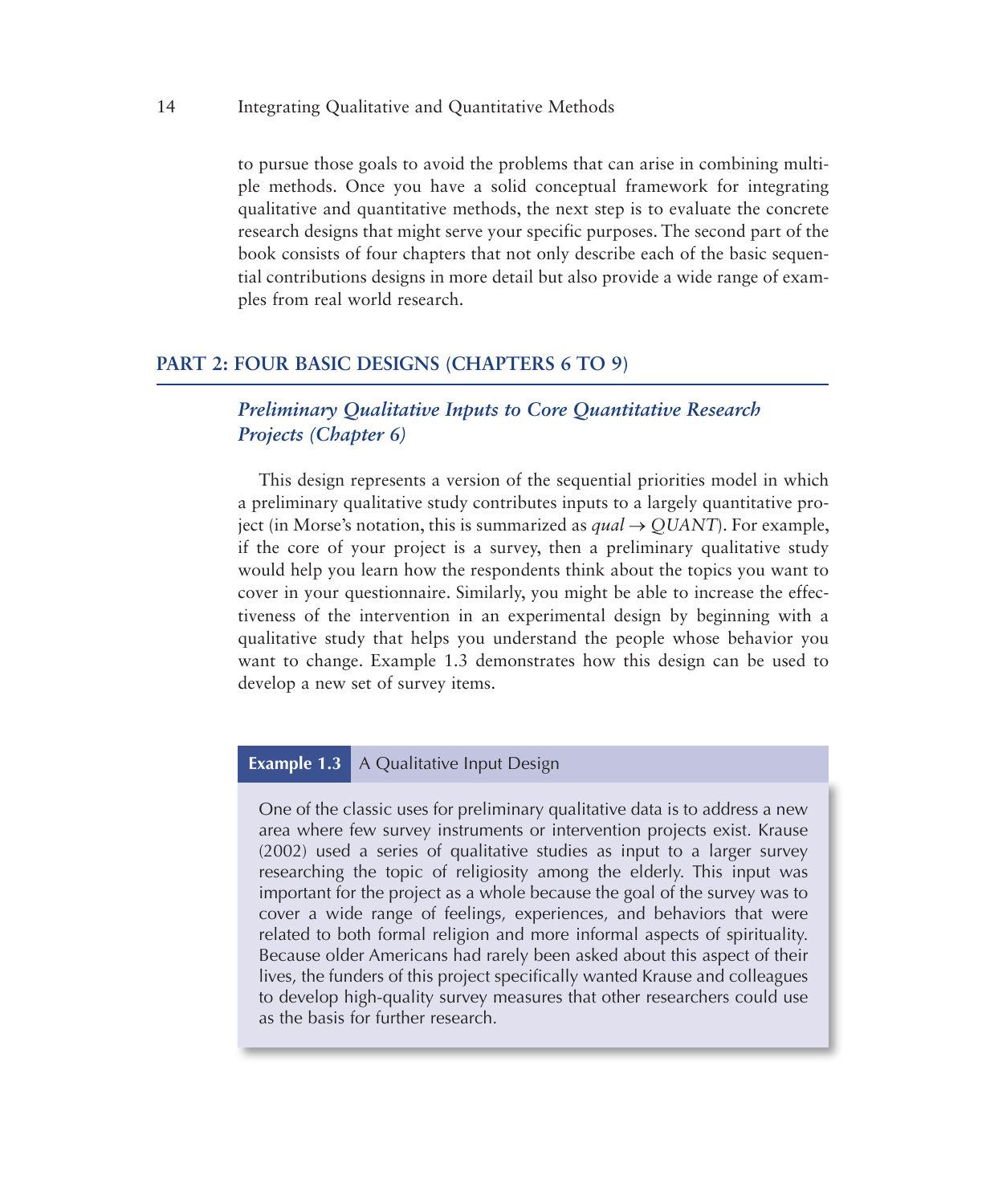to pursue those goals to avoid the problems that can arise in combining multiple methods. Once you have a solid conceptual framework for integrating qualitative and quantitative methods, the next step is to evaluate the concrete research designs that might serve your specific purposes. The second part of the book consists of four chapters that not only describe each of the basic sequential contributions designs in more detail but also provide a wide range of examples from real world research.

## PART 2: FOUR BASIC DESIGNS (CHAPTERS 6 TO 9)

### *Preliminary Qualitative Inputs to Core Quantitative Research Projects (Chapter 6)*

This design represents a version of the sequential priorities model in which a preliminary qualitative study contributes inputs to a largely quantitative project (in Morse's notation, this is summarized as *qual* → *QUANT*). For example, if the core of your project is a survey, then a preliminary qualitative study would help you learn how the respondents think about the topics you want to cover in your questionnaire. Similarly, you might be able to increase the effectiveness of the intervention in an experimental design by beginning with a qualitative study that helps you understand the people whose behavior you want to change. Example 1.3 demonstrates how this design can be used to develop a new set of survey items.

**Example 1.3** A Qualitative Input Design

One of the classic uses for preliminary qualitative data is to address a new area where few survey instruments or intervention projects exist. Krause (2002) used a series of qualitative studies as input to a larger survey researching the topic of religiosity among the elderly. This input was important for the project as a whole because the goal of the survey was to cover a wide range of feelings, experiences, and behaviors that were related to both formal religion and more informal aspects of spirituality. Because older Americans had rarely been asked about this aspect of their lives, the funders of this project specifically wanted Krause and colleagues to develop high-quality survey measures that other researchers could use as the basis for further research.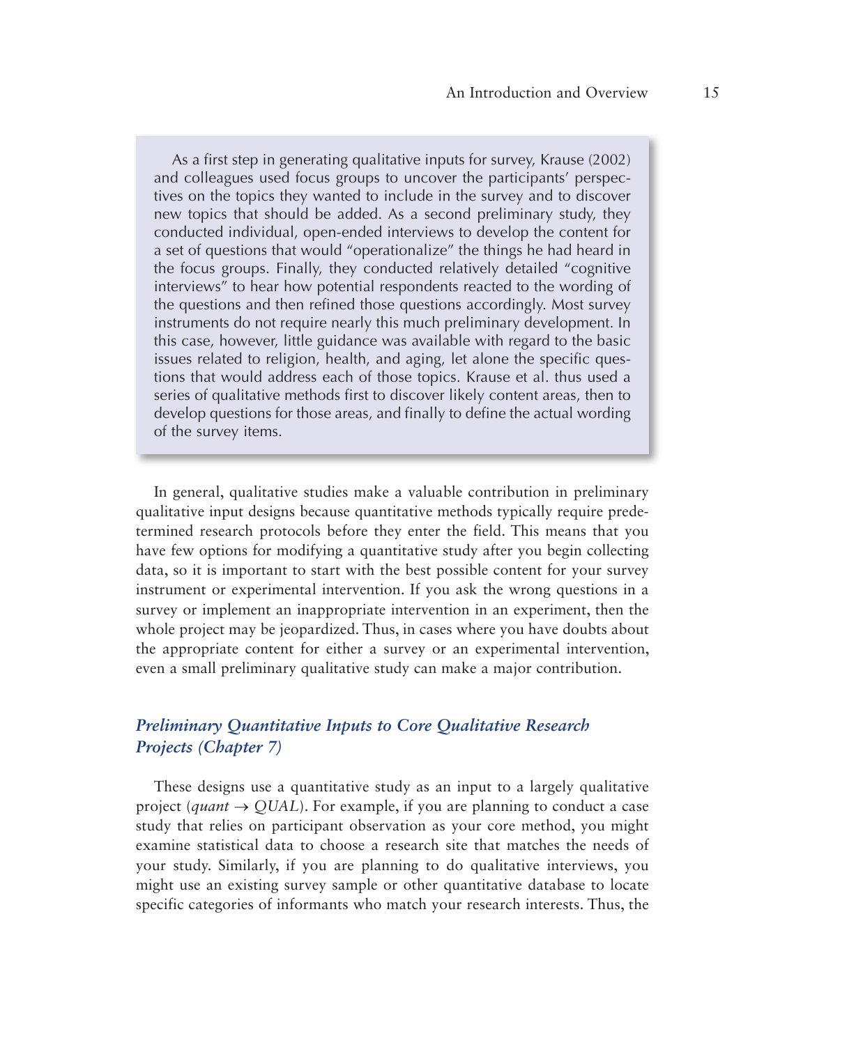As a first step in generating qualitative inputs for survey, Krause (2002) and colleagues used focus groups to uncover the participants' perspectives on the topics they wanted to include in the survey and to discover new topics that should be added. As a second preliminary study, they conducted individual, open-ended interviews to develop the content for a set of questions that would "operationalize" the things he had heard in the focus groups. Finally, they conducted relatively detailed "cognitive interviews" to hear how potential respondents reacted to the wording of the questions and then refined those questions accordingly. Most survey instruments do not require nearly this much preliminary development. In this case, however, little guidance was available with regard to the basic issues related to religion, health, and aging, let alone the specific questions that would address each of those topics. Krause et al. thus used a series of qualitative methods first to discover likely content areas, then to develop questions for those areas, and finally to define the actual wording of the survey items.

In general, qualitative studies make a valuable contribution in preliminary qualitative input designs because quantitative methods typically require predetermined research protocols before they enter the field. This means that you have few options for modifying a quantitative study after you begin collecting data, so it is important to start with the best possible content for your survey instrument or experimental intervention. If you ask the wrong questions in a survey or implement an inappropriate intervention in an experiment, then the whole project may be jeopardized. Thus, in cases where you have doubts about the appropriate content for either a survey or an experimental intervention, even a small preliminary qualitative study can make a major contribution.

### *Preliminary Quantitative Inputs to Core Qualitative Research Projects (Chapter 7)*

These designs use a quantitative study as an input to a largely qualitative project (*quant* → *QUAL*). For example, if you are planning to conduct a case study that relies on participant observation as your core method, you might examine statistical data to choose a research site that matches the needs of your study. Similarly, if you are planning to do qualitative interviews, you might use an existing survey sample or other quantitative database to locate specific categories of informants who match your research interests. Thus, the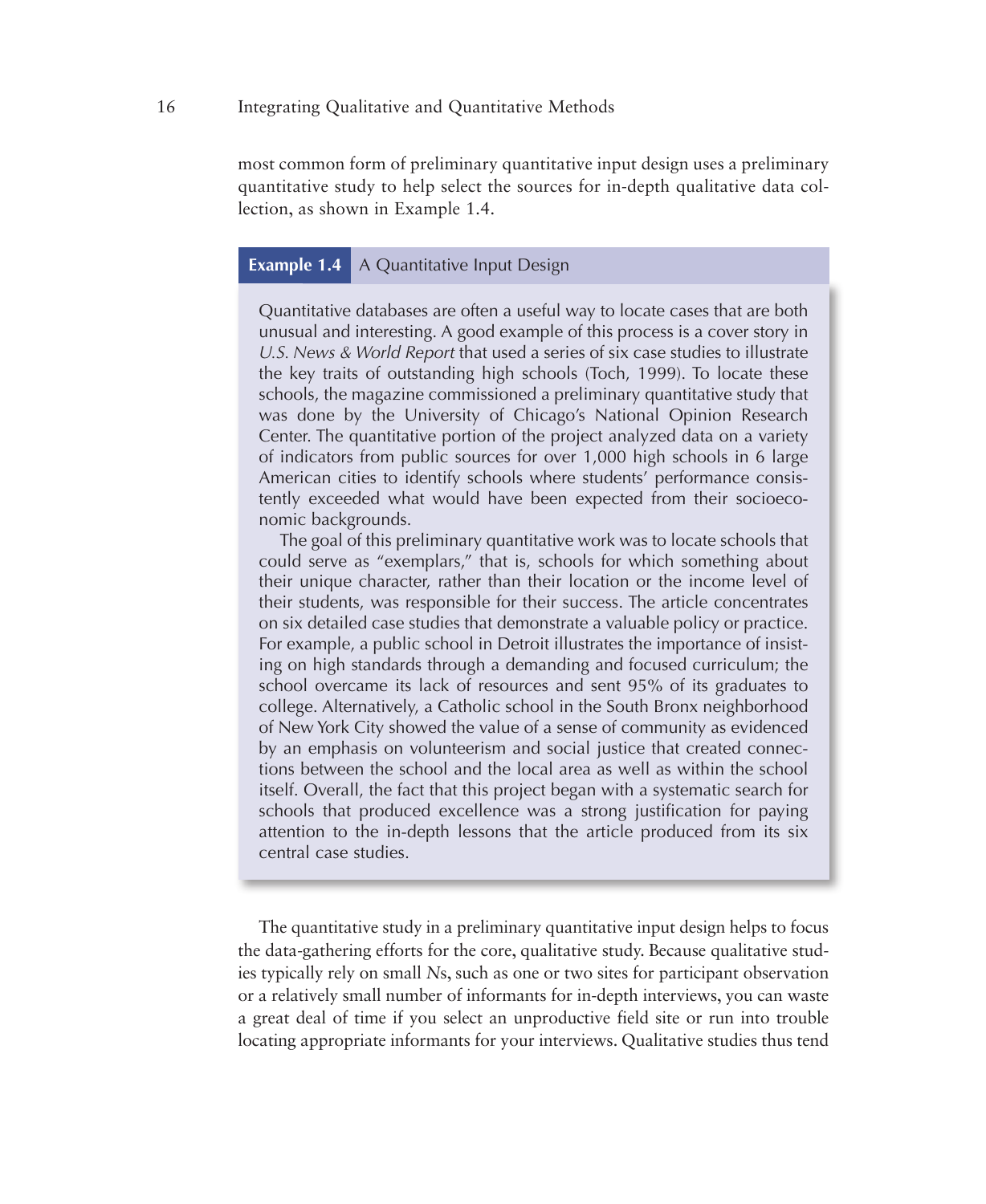most common form of preliminary quantitative input design uses a preliminary quantitative study to help select the sources for in-depth qualitative data collection, as shown in Example 1.4.

**Example 1.4** A Quantitative Input Design

Quantitative databases are often a useful way to locate cases that are both unusual and interesting. A good example of this process is a cover story in *U.S. News & World Report* that used a series of six case studies to illustrate the key traits of outstanding high schools (Toch, 1999). To locate these schools, the magazine commissioned a preliminary quantitative study that was done by the University of Chicago's National Opinion Research Center. The quantitative portion of the project analyzed data on a variety of indicators from public sources for over 1,000 high schools in 6 large American cities to identify schools where students' performance consistently exceeded what would have been expected from their socioeconomic backgrounds.

The goal of this preliminary quantitative work was to locate schools that could serve as "exemplars," that is, schools for which something about their unique character, rather than their location or the income level of their students, was responsible for their success. The article concentrates on six detailed case studies that demonstrate a valuable policy or practice. For example, a public school in Detroit illustrates the importance of insisting on high standards through a demanding and focused curriculum; the school overcame its lack of resources and sent 95% of its graduates to college. Alternatively, a Catholic school in the South Bronx neighborhood of New York City showed the value of a sense of community as evidenced by an emphasis on volunteerism and social justice that created connections between the school and the local area as well as within the school itself. Overall, the fact that this project began with a systematic search for schools that produced excellence was a strong justification for paying attention to the in-depth lessons that the article produced from its six central case studies.

The quantitative study in a preliminary quantitative input design helps to focus the data-gathering efforts for the core, qualitative study. Because qualitative studies typically rely on small *N*s, such as one or two sites for participant observation or a relatively small number of informants for in-depth interviews, you can waste a great deal of time if you select an unproductive field site or run into trouble locating appropriate informants for your interviews. Qualitative studies thus tend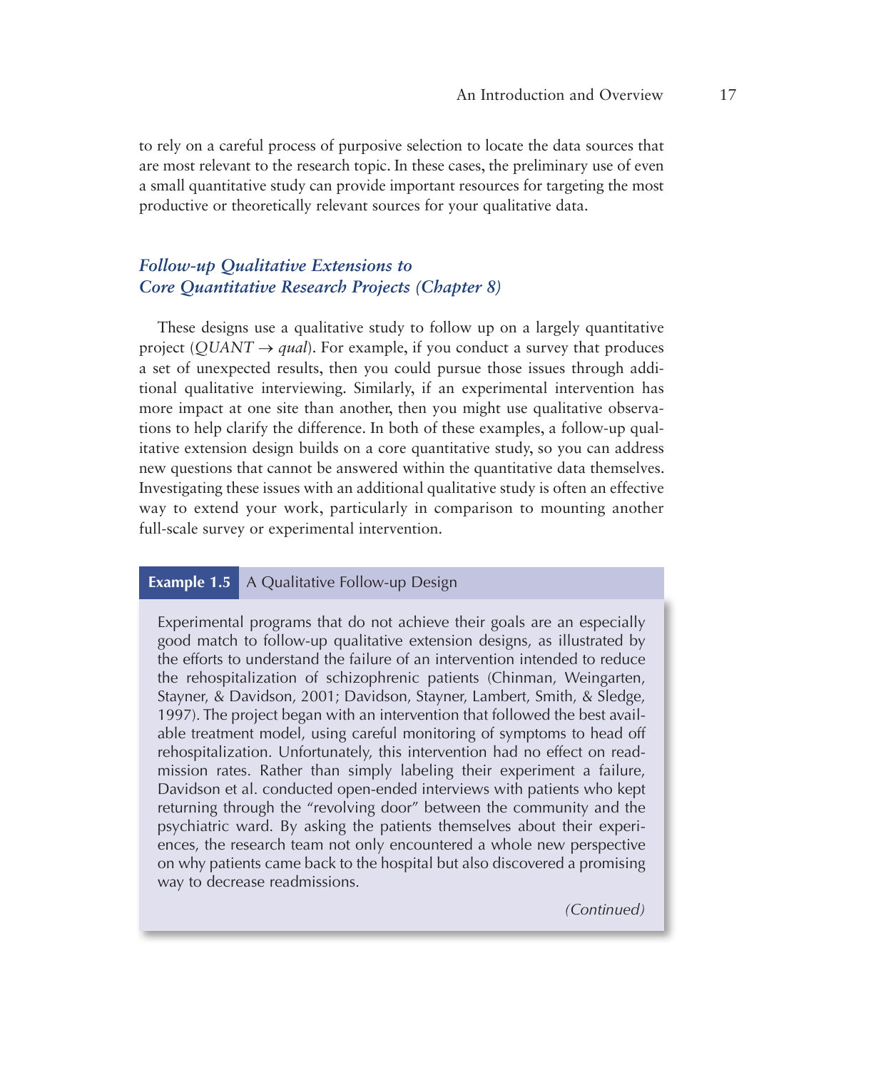to rely on a careful process of purposive selection to locate the data sources that are most relevant to the research topic. In these cases, the preliminary use of even a small quantitative study can provide important resources for targeting the most productive or theoretically relevant sources for your qualitative data.

### *Follow-up Qualitative Extensions to Core Quantitative Research Projects (Chapter 8)*

These designs use a qualitative study to follow up on a largely quantitative project (*QUANT* → *qual*). For example, if you conduct a survey that produces a set of unexpected results, then you could pursue those issues through additional qualitative interviewing. Similarly, if an experimental intervention has more impact at one site than another, then you might use qualitative observations to help clarify the difference. In both of these examples, a follow-up qualitative extension design builds on a core quantitative study, so you can address new questions that cannot be answered within the quantitative data themselves. Investigating these issues with an additional qualitative study is often an effective way to extend your work, particularly in comparison to mounting another full-scale survey or experimental intervention.

**Example 1.5** A Qualitative Follow-up Design

Experimental programs that do not achieve their goals are an especially good match to follow-up qualitative extension designs, as illustrated by the efforts to understand the failure of an intervention intended to reduce the rehospitalization of schizophrenic patients (Chinman, Weingarten, Stayner, & Davidson, 2001; Davidson, Stayner, Lambert, Smith, & Sledge, 1997). The project began with an intervention that followed the best available treatment model, using careful monitoring of symptoms to head off rehospitalization. Unfortunately, this intervention had no effect on readmission rates. Rather than simply labeling their experiment a failure, Davidson et al. conducted open-ended interviews with patients who kept returning through the "revolving door" between the community and the psychiatric ward. By asking the patients themselves about their experiences, the research team not only encountered a whole new perspective on why patients came back to the hospital but also discovered a promising way to decrease readmissions.

*(Continued)*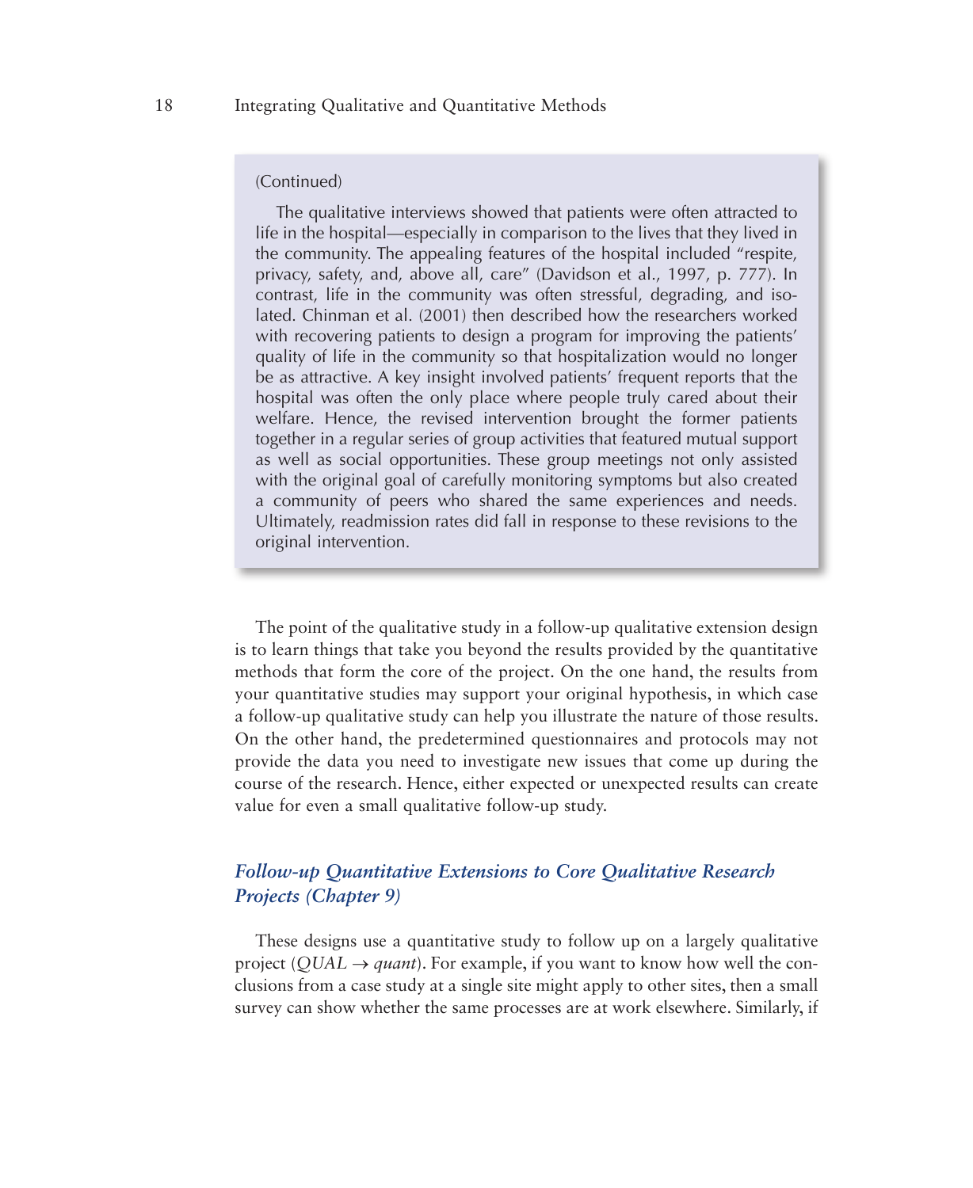(Continued)

The qualitative interviews showed that patients were often attracted to life in the hospital—especially in comparison to the lives that they lived in the community. The appealing features of the hospital included "respite, privacy, safety, and, above all, care" (Davidson et al., 1997, p. 777). In contrast, life in the community was often stressful, degrading, and isolated. Chinman et al. (2001) then described how the researchers worked with recovering patients to design a program for improving the patients' quality of life in the community so that hospitalization would no longer be as attractive. A key insight involved patients' frequent reports that the hospital was often the only place where people truly cared about their welfare. Hence, the revised intervention brought the former patients together in a regular series of group activities that featured mutual support as well as social opportunities. These group meetings not only assisted with the original goal of carefully monitoring symptoms but also created a community of peers who shared the same experiences and needs. Ultimately, readmission rates did fall in response to these revisions to the original intervention.

The point of the qualitative study in a follow-up qualitative extension design is to learn things that take you beyond the results provided by the quantitative methods that form the core of the project. On the one hand, the results from your quantitative studies may support your original hypothesis, in which case a follow-up qualitative study can help you illustrate the nature of those results. On the other hand, the predetermined questionnaires and protocols may not provide the data you need to investigate new issues that come up during the course of the research. Hence, either expected or unexpected results can create value for even a small qualitative follow-up study.

### *Follow-up Quantitative Extensions to Core Qualitative Research Projects (Chapter 9)*

These designs use a quantitative study to follow up on a largely qualitative project (*QUAL* → *quant*). For example, if you want to know how well the conclusions from a case study at a single site might apply to other sites, then a small survey can show whether the same processes are at work elsewhere. Similarly, if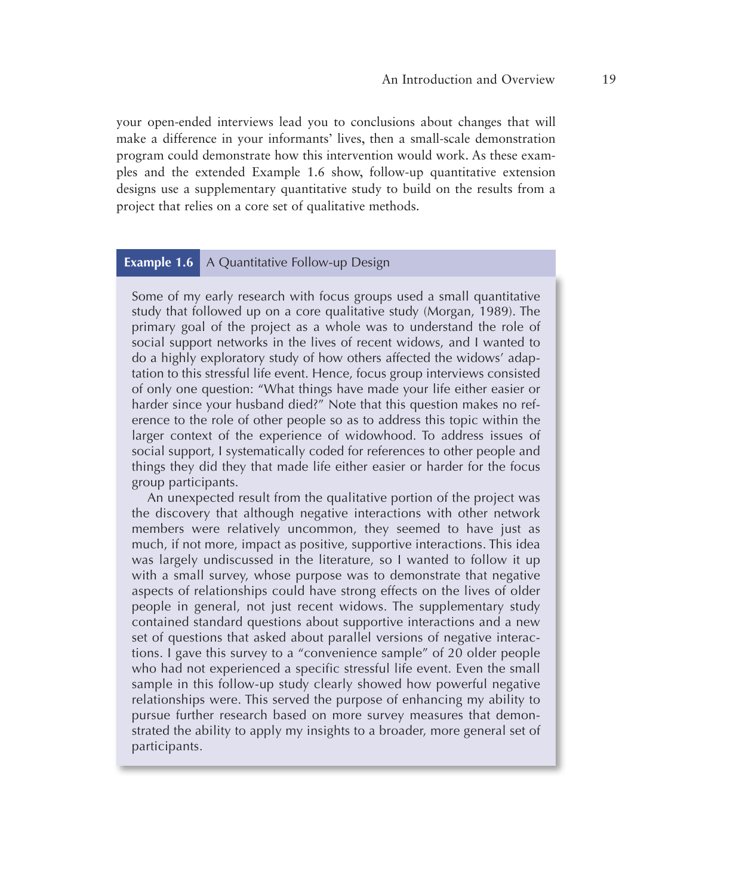your open-ended interviews lead you to conclusions about changes that will make a difference in your informants' lives, then a small-scale demonstration program could demonstrate how this intervention would work. As these examples and the extended Example 1.6 show, follow-up quantitative extension designs use a supplementary quantitative study to build on the results from a project that relies on a core set of qualitative methods.

**Example 1.6** A Quantitative Follow-up Design

Some of my early research with focus groups used a small quantitative study that followed up on a core qualitative study (Morgan, 1989). The primary goal of the project as a whole was to understand the role of social support networks in the lives of recent widows, and I wanted to do a highly exploratory study of how others affected the widows' adaptation to this stressful life event. Hence, focus group interviews consisted of only one question: "What things have made your life either easier or harder since your husband died?" Note that this question makes no reference to the role of other people so as to address this topic within the larger context of the experience of widowhood. To address issues of social support, I systematically coded for references to other people and things they did they that made life either easier or harder for the focus group participants.

An unexpected result from the qualitative portion of the project was the discovery that although negative interactions with other network members were relatively uncommon, they seemed to have just as much, if not more, impact as positive, supportive interactions. This idea was largely undiscussed in the literature, so I wanted to follow it up with a small survey, whose purpose was to demonstrate that negative aspects of relationships could have strong effects on the lives of older people in general, not just recent widows. The supplementary study contained standard questions about supportive interactions and a new set of questions that asked about parallel versions of negative interactions. I gave this survey to a "convenience sample" of 20 older people who had not experienced a specific stressful life event. Even the small sample in this follow-up study clearly showed how powerful negative relationships were. This served the purpose of enhancing my ability to pursue further research based on more survey measures that demonstrated the ability to apply my insights to a broader, more general set of participants.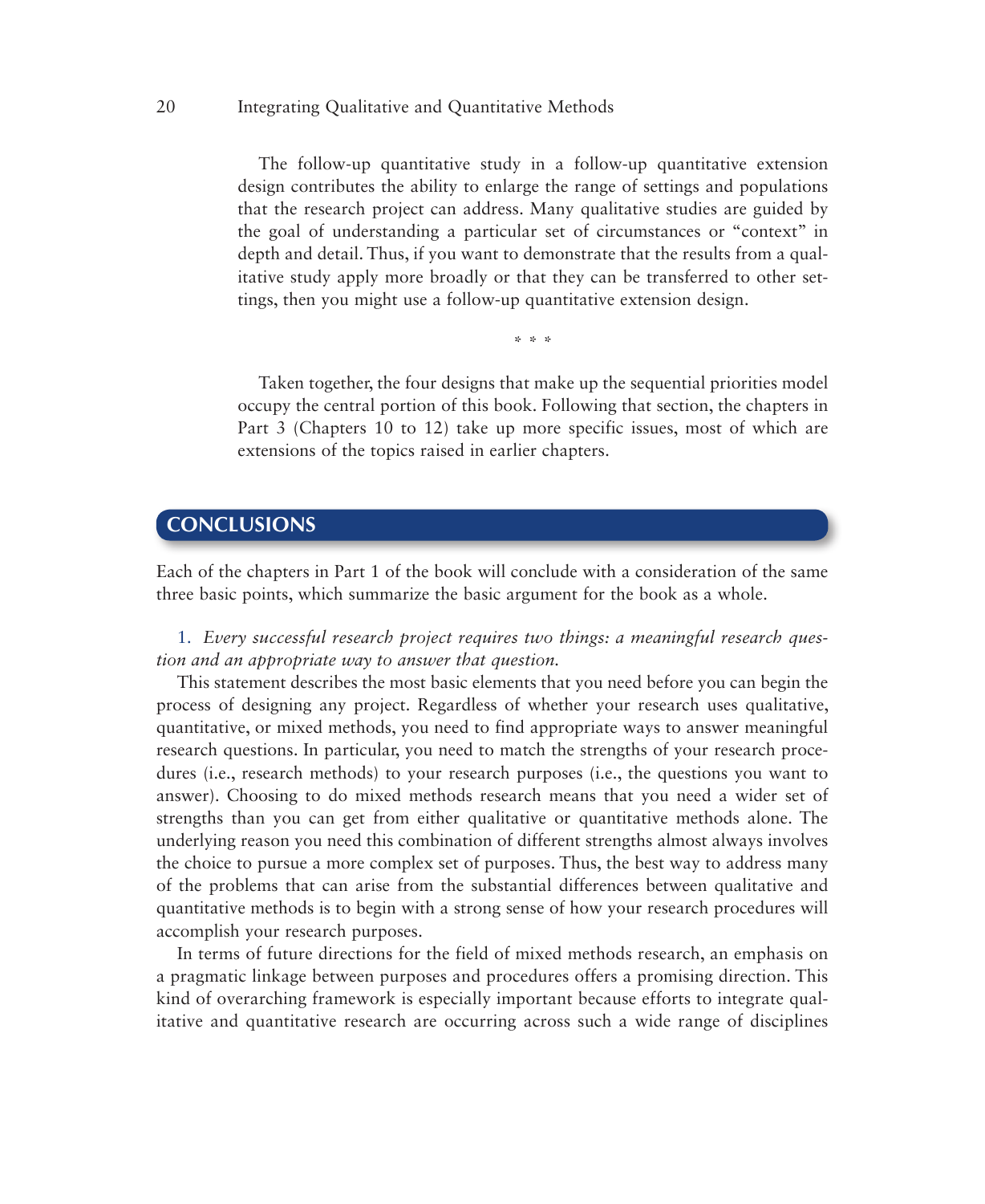The follow-up quantitative study in a follow-up quantitative extension design contributes the ability to enlarge the range of settings and populations that the research project can address. Many qualitative studies are guided by the goal of understanding a particular set of circumstances or "context" in depth and detail. Thus, if you want to demonstrate that the results from a qualitative study apply more broadly or that they can be transferred to other settings, then you might use a follow-up quantitative extension design.

\* \* \*

Taken together, the four designs that make up the sequential priorities model occupy the central portion of this book. Following that section, the chapters in Part 3 (Chapters 10 to 12) take up more specific issues, most of which are extensions of the topics raised in earlier chapters.

## CONCLUSIONS

Each of the chapters in Part 1 of the book will conclude with a consideration of the same three basic points, which summarize the basic argument for the book as a whole.

1. *Every successful research project requires two things: a meaningful research question and an appropriate way to answer that question.*

This statement describes the most basic elements that you need before you can begin the process of designing any project. Regardless of whether your research uses qualitative, quantitative, or mixed methods, you need to find appropriate ways to answer meaningful research questions. In particular, you need to match the strengths of your research procedures (i.e., research methods) to your research purposes (i.e., the questions you want to answer). Choosing to do mixed methods research means that you need a wider set of strengths than you can get from either qualitative or quantitative methods alone. The underlying reason you need this combination of different strengths almost always involves the choice to pursue a more complex set of purposes. Thus, the best way to address many of the problems that can arise from the substantial differences between qualitative and quantitative methods is to begin with a strong sense of how your research procedures will accomplish your research purposes.

In terms of future directions for the field of mixed methods research, an emphasis on a pragmatic linkage between purposes and procedures offers a promising direction. This kind of overarching framework is especially important because efforts to integrate qualitative and quantitative research are occurring across such a wide range of disciplines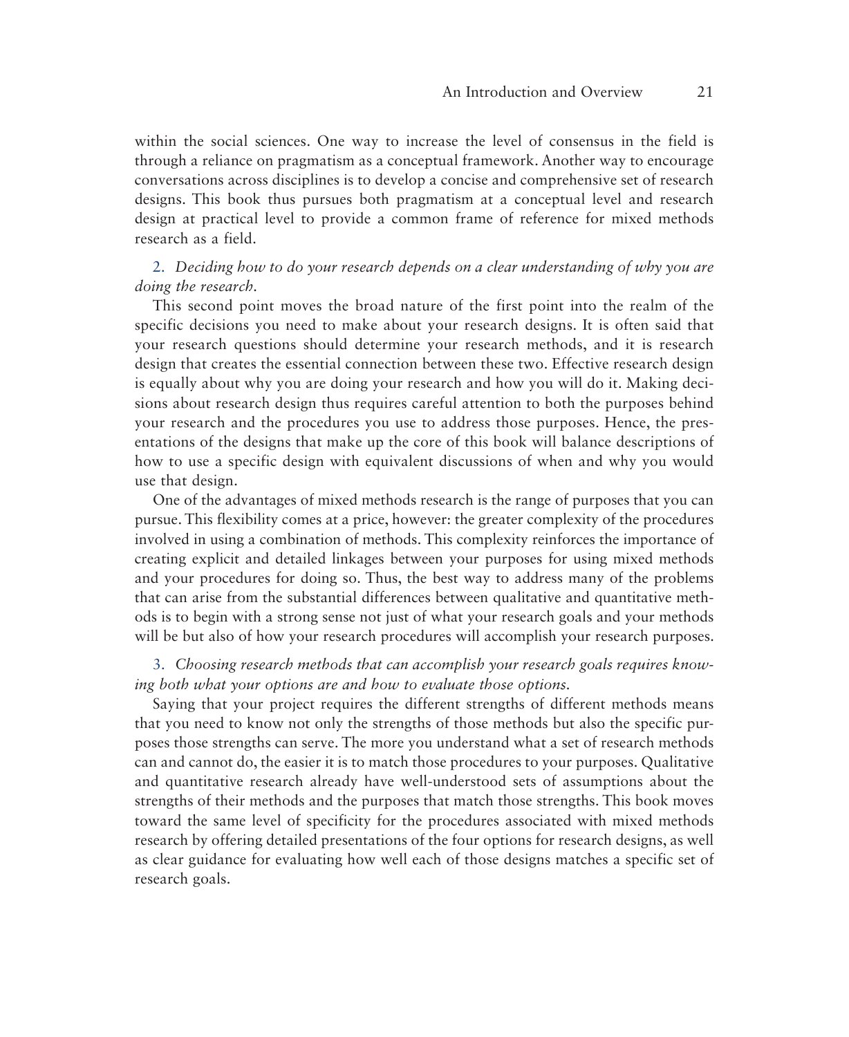within the social sciences. One way to increase the level of consensus in the field is through a reliance on pragmatism as a conceptual framework. Another way to encourage conversations across disciplines is to develop a concise and comprehensive set of research designs. This book thus pursues both pragmatism at a conceptual level and research design at practical level to provide a common frame of reference for mixed methods research as a field.

2. *Deciding how to do your research depends on a clear understanding of why you are doing the research.*

This second point moves the broad nature of the first point into the realm of the specific decisions you need to make about your research designs. It is often said that your research questions should determine your research methods, and it is research design that creates the essential connection between these two. Effective research design is equally about why you are doing your research and how you will do it. Making decisions about research design thus requires careful attention to both the purposes behind your research and the procedures you use to address those purposes. Hence, the presentations of the designs that make up the core of this book will balance descriptions of how to use a specific design with equivalent discussions of when and why you would use that design.

One of the advantages of mixed methods research is the range of purposes that you can pursue. This flexibility comes at a price, however: the greater complexity of the procedures involved in using a combination of methods. This complexity reinforces the importance of creating explicit and detailed linkages between your purposes for using mixed methods and your procedures for doing so. Thus, the best way to address many of the problems that can arise from the substantial differences between qualitative and quantitative methods is to begin with a strong sense not just of what your research goals and your methods will be but also of how your research procedures will accomplish your research purposes.

3. *Choosing research methods that can accomplish your research goals requires knowing both what your options are and how to evaluate those options.*

Saying that your project requires the different strengths of different methods means that you need to know not only the strengths of those methods but also the specific purposes those strengths can serve. The more you understand what a set of research methods can and cannot do, the easier it is to match those procedures to your purposes. Qualitative and quantitative research already have well-understood sets of assumptions about the strengths of their methods and the purposes that match those strengths. This book moves toward the same level of specificity for the procedures associated with mixed methods research by offering detailed presentations of the four options for research designs, as well as clear guidance for evaluating how well each of those designs matches a specific set of research goals.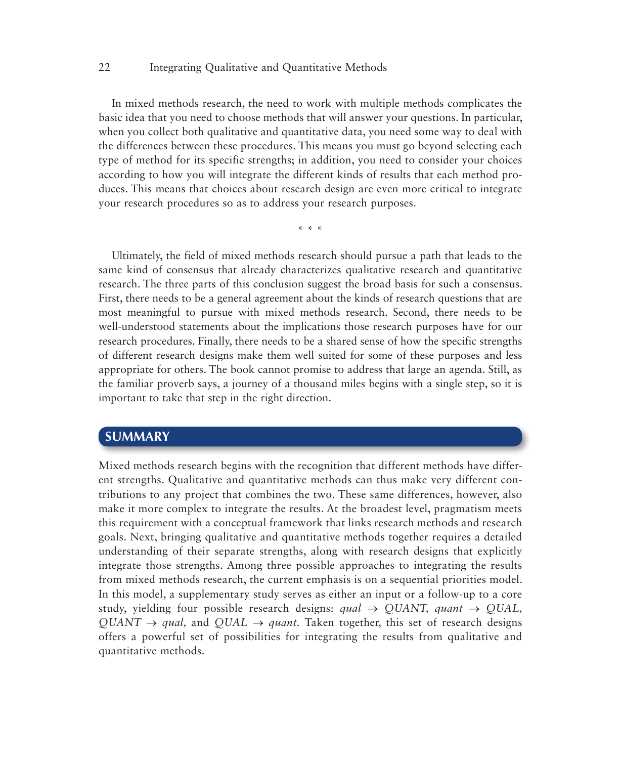In mixed methods research, the need to work with multiple methods complicates the basic idea that you need to choose methods that will answer your questions. In particular, when you collect both qualitative and quantitative data, you need some way to deal with the differences between these procedures. This means you must go beyond selecting each type of method for its specific strengths; in addition, you need to consider your choices according to how you will integrate the different kinds of results that each method produces. This means that choices about research design are even more critical to integrate your research procedures so as to address your research purposes.

\* \* \*

Ultimately, the field of mixed methods research should pursue a path that leads to the same kind of consensus that already characterizes qualitative research and quantitative research. The three parts of this conclusion suggest the broad basis for such a consensus. First, there needs to be a general agreement about the kinds of research questions that are most meaningful to pursue with mixed methods research. Second, there needs to be well-understood statements about the implications those research purposes have for our research procedures. Finally, there needs to be a shared sense of how the specific strengths of different research designs make them well suited for some of these purposes and less appropriate for others. The book cannot promise to address that large an agenda. Still, as the familiar proverb says, a journey of a thousand miles begins with a single step, so it is important to take that step in the right direction.

## SUMMARY

Mixed methods research begins with the recognition that different methods have different strengths. Qualitative and quantitative methods can thus make very different contributions to any project that combines the two. These same differences, however, also make it more complex to integrate the results. At the broadest level, pragmatism meets this requirement with a conceptual framework that links research methods and research goals. Next, bringing qualitative and quantitative methods together requires a detailed understanding of their separate strengths, along with research designs that explicitly integrate those strengths. Among three possible approaches to integrating the results from mixed methods research, the current emphasis is on a sequential priorities model. In this model, a supplementary study serves as either an input or a follow-up to a core study, yielding four possible research designs: *qual* → *QUANT*, *quant* → *QUAL*, *QUANT* → *qual*, and *QUAL* → *quant*. Taken together, this set of research designs offers a powerful set of possibilities for integrating the results from qualitative and quantitative methods.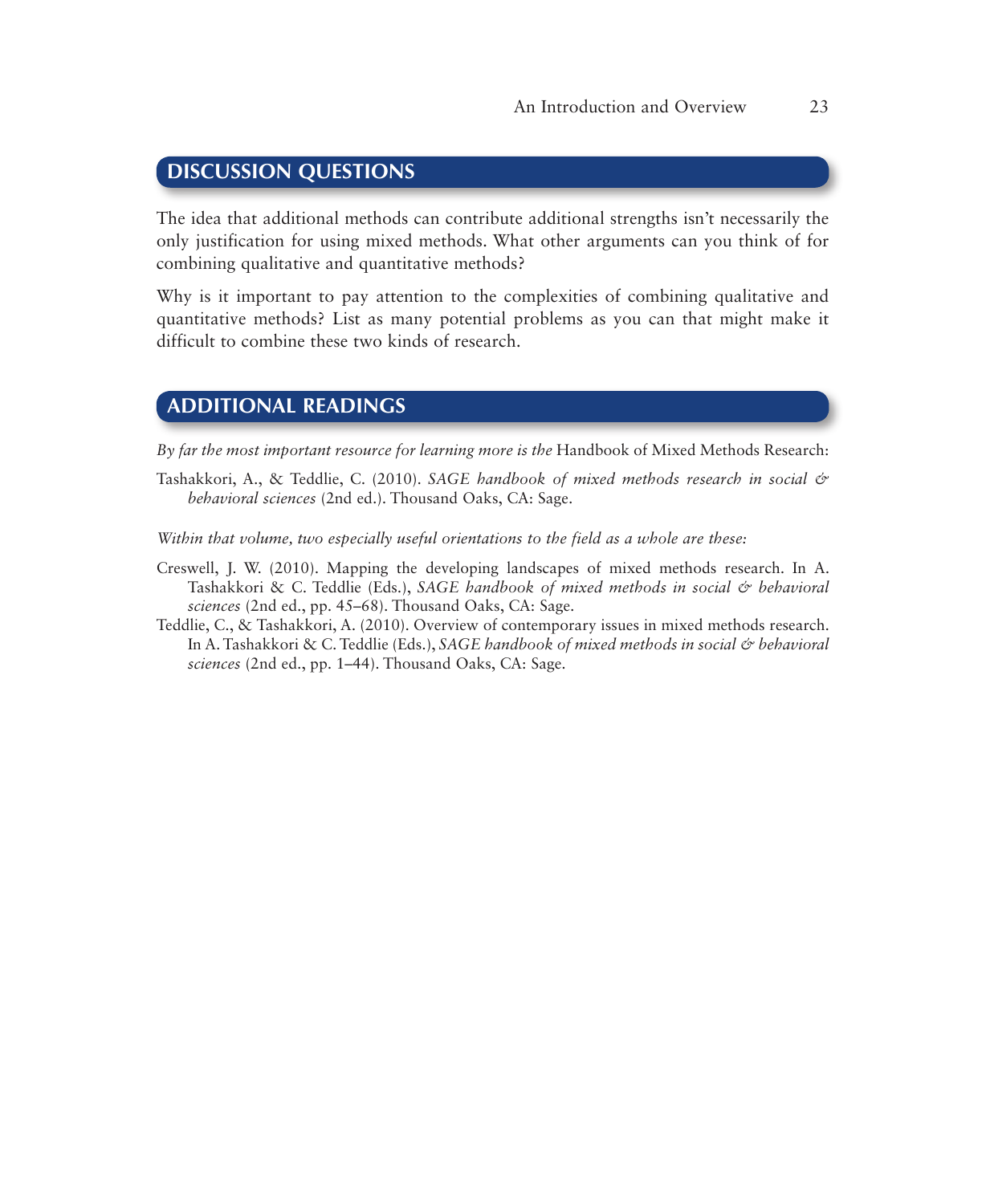## DISCUSSION QUESTIONS

The idea that additional methods can contribute additional strengths isn't necessarily the only justification for using mixed methods. What other arguments can you think of for combining qualitative and quantitative methods?

Why is it important to pay attention to the complexities of combining qualitative and quantitative methods? List as many potential problems as you can that might make it difficult to combine these two kinds of research.

## ADDITIONAL READINGS

*By far the most important resource for learning more is the* Handbook of Mixed Methods Research:

Tashakkori, A., & Teddlie, C. (2010). *SAGE handbook of mixed methods research in social & behavioral sciences* (2nd ed.). Thousand Oaks, CA: Sage.

*Within that volume, two especially useful orientations to the field as a whole are these:*

Creswell, J. W. (2010). Mapping the developing landscapes of mixed methods research. In A. Tashakkori & C. Teddlie (Eds.), *SAGE handbook of mixed methods in social & behavioral sciences* (2nd ed., pp. 45–68). Thousand Oaks, CA: Sage.

Teddlie, C., & Tashakkori, A. (2010). Overview of contemporary issues in mixed methods research. In A. Tashakkori & C. Teddlie (Eds.), *SAGE handbook of mixed methods in social & behavioral sciences* (2nd ed., pp. 1–44). Thousand Oaks, CA: Sage.